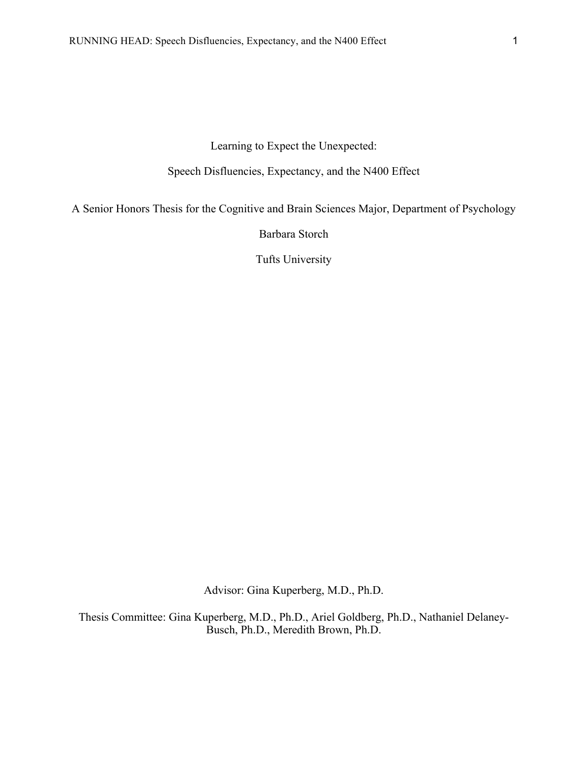# Learning to Expect the Unexpected:

## Speech Disfluencies, Expectancy, and the N400 Effect

A Senior Honors Thesis for the Cognitive and Brain Sciences Major, Department of Psychology

Barbara Storch

Tufts University

Advisor: Gina Kuperberg, M.D., Ph.D.

Thesis Committee: Gina Kuperberg, M.D., Ph.D., Ariel Goldberg, Ph.D., Nathaniel Delaney-Busch, Ph.D., Meredith Brown, Ph.D.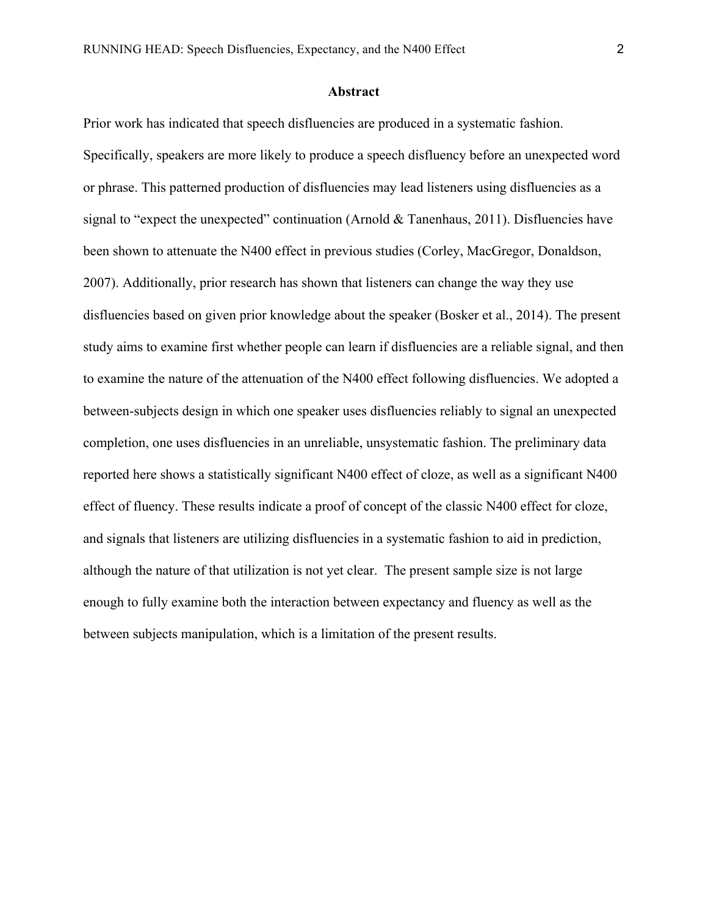## Abstract

Prior work has indicated that speech disfluencies are produced in a systematic fashion. Specifically, speakers are more likely to produce a speech disfluency before an unexpected word or phrase. This patterned production of disfluencies may lead listeners using disfluencies as a signal to "expect the unexpected" continuation (Arnold & Tanenhaus, 2011). Disfluencies have been shown to attenuate the N400 effect in previous studies (Corley, MacGregor, Donaldson, 2007). Additionally, prior research has shown that listeners can change the way they use disfluencies based on given prior knowledge about the speaker (Bosker et al., 2014). The present study aims to examine first whether people can learn if disfluencies are a reliable signal, and then to examine the nature of the attenuation of the N400 effect following disfluencies. We adopted a between-subjects design in which one speaker uses disfluencies reliably to signal an unexpected completion, one uses disfluencies in an unreliable, unsystematic fashion. The preliminary data reported here shows a statistically significant N400 effect of cloze, as well as a significant N400 effect of fluency. These results indicate a proof of concept of the classic N400 effect for cloze, and signals that listeners are utilizing disfluencies in a systematic fashion to aid in prediction, although the nature of that utilization is not yet clear. The present sample size is not large enough to fully examine both the interaction between expectancy and fluency as well as the between subjects manipulation, which is a limitation of the present results.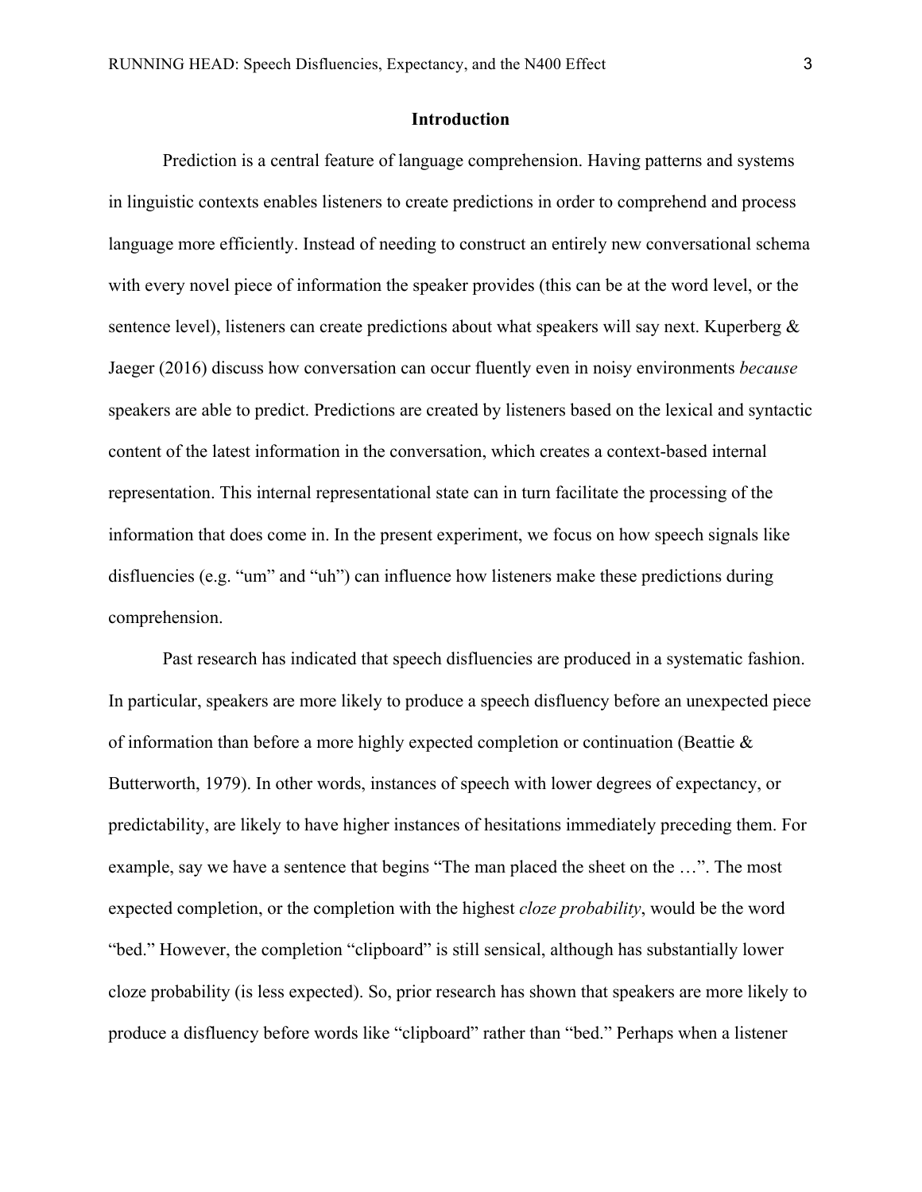## Introduction

Prediction is a central feature of language comprehension. Having patterns and systems in linguistic contexts enables listeners to create predictions in order to comprehend and process language more efficiently. Instead of needing to construct an entirely new conversational schema with every novel piece of information the speaker provides (this can be at the word level, or the sentence level), listeners can create predictions about what speakers will say next. Kuperberg & Jaeger (2016) discuss how conversation can occur fluently even in noisy environments *because* speakers are able to predict. Predictions are created by listeners based on the lexical and syntactic content of the latest information in the conversation, which creates a context-based internal representation. This internal representational state can in turn facilitate the processing of the information that does come in. In the present experiment, we focus on how speech signals like disfluencies (e.g. "um" and "uh") can influence how listeners make these predictions during comprehension.

Past research has indicated that speech disfluencies are produced in a systematic fashion. In particular, speakers are more likely to produce a speech disfluency before an unexpected piece of information than before a more highly expected completion or continuation (Beattie & Butterworth, 1979). In other words, instances of speech with lower degrees of expectancy, or predictability, are likely to have higher instances of hesitations immediately preceding them. For example, say we have a sentence that begins "The man placed the sheet on the …". The most expected completion, or the completion with the highest *cloze probability*, would be the word "bed." However, the completion "clipboard" is still sensical, although has substantially lower cloze probability (is less expected). So, prior research has shown that speakers are more likely to produce a disfluency before words like "clipboard" rather than "bed." Perhaps when a listener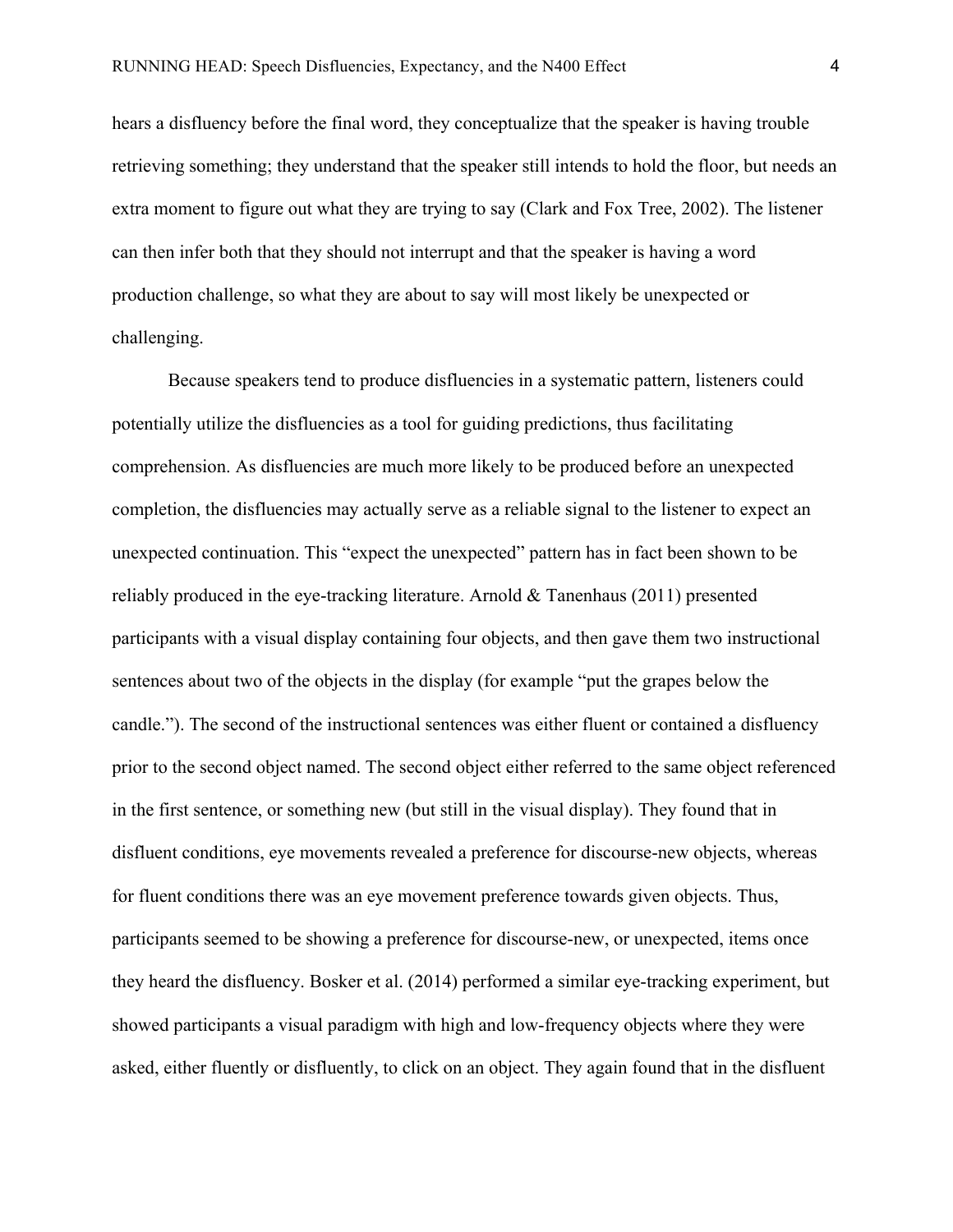hears a disfluency before the final word, they conceptualize that the speaker is having trouble retrieving something; they understand that the speaker still intends to hold the floor, but needs an extra moment to figure out what they are trying to say (Clark and Fox Tree, 2002). The listener can then infer both that they should not interrupt and that the speaker is having a word production challenge, so what they are about to say will most likely be unexpected or challenging.

Because speakers tend to produce disfluencies in a systematic pattern, listeners could potentially utilize the disfluencies as a tool for guiding predictions, thus facilitating comprehension. As disfluencies are much more likely to be produced before an unexpected completion, the disfluencies may actually serve as a reliable signal to the listener to expect an unexpected continuation. This "expect the unexpected" pattern has in fact been shown to be reliably produced in the eye-tracking literature. Arnold & Tanenhaus (2011) presented participants with a visual display containing four objects, and then gave them two instructional sentences about two of the objects in the display (for example "put the grapes below the candle."). The second of the instructional sentences was either fluent or contained a disfluency prior to the second object named. The second object either referred to the same object referenced in the first sentence, or something new (but still in the visual display). They found that in disfluent conditions, eye movements revealed a preference for discourse-new objects, whereas for fluent conditions there was an eye movement preference towards given objects. Thus, participants seemed to be showing a preference for discourse-new, or unexpected, items once they heard the disfluency. Bosker et al. (2014) performed a similar eye-tracking experiment, but showed participants a visual paradigm with high and low-frequency objects where they were asked, either fluently or disfluently, to click on an object. They again found that in the disfluent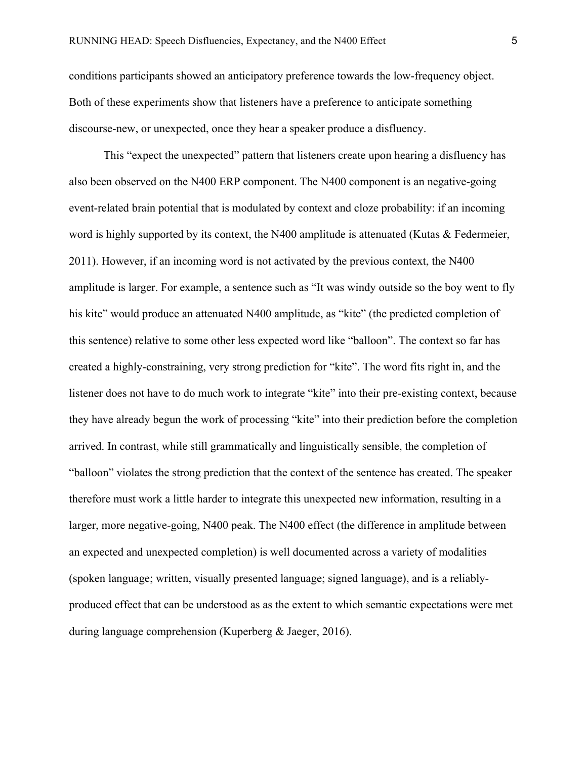conditions participants showed an anticipatory preference towards the low-frequency object. Both of these experiments show that listeners have a preference to anticipate something discourse-new, or unexpected, once they hear a speaker produce a disfluency.

This "expect the unexpected" pattern that listeners create upon hearing a disfluency has also been observed on the N400 ERP component. The N400 component is an negative-going event-related brain potential that is modulated by context and cloze probability: if an incoming word is highly supported by its context, the N400 amplitude is attenuated (Kutas & Federmeier, 2011). However, if an incoming word is not activated by the previous context, the N400 amplitude is larger. For example, a sentence such as "It was windy outside so the boy went to fly his kite" would produce an attenuated N400 amplitude, as "kite" (the predicted completion of this sentence) relative to some other less expected word like "balloon". The context so far has created a highly-constraining, very strong prediction for "kite". The word fits right in, and the listener does not have to do much work to integrate "kite" into their pre-existing context, because they have already begun the work of processing "kite" into their prediction before the completion arrived. In contrast, while still grammatically and linguistically sensible, the completion of "balloon" violates the strong prediction that the context of the sentence has created. The speaker therefore must work a little harder to integrate this unexpected new information, resulting in a larger, more negative-going, N400 peak. The N400 effect (the difference in amplitude between an expected and unexpected completion) is well documented across a variety of modalities (spoken language; written, visually presented language; signed language), and is a reliably-produced effect that can be understood as as the extent to which semantic expectations were met during language comprehension (Kuperberg & Jaeger, 2016).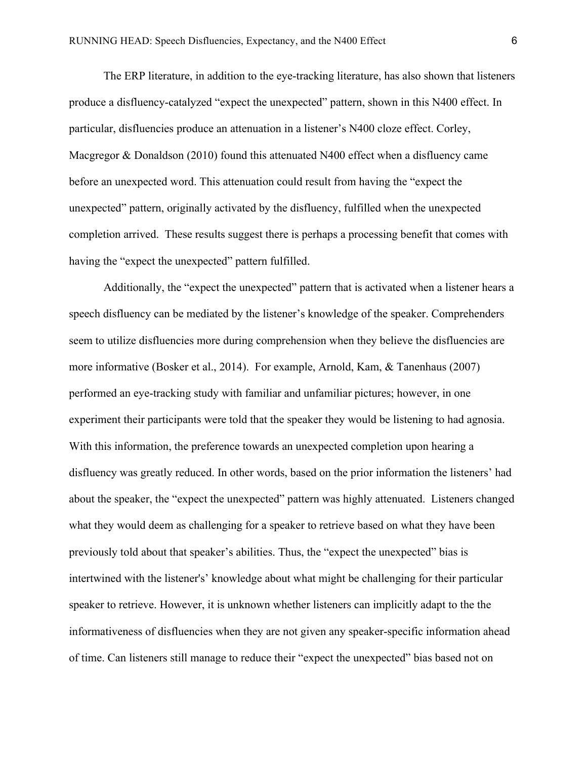The ERP literature, in addition to the eye-tracking literature, has also shown that listeners produce a disfluency-catalyzed "expect the unexpected" pattern, shown in this N400 effect. In particular, disfluencies produce an attenuation in a listener's N400 cloze effect. Corley, Macgregor & Donaldson (2010) found this attenuated N400 effect when a disfluency came before an unexpected word. This attenuation could result from having the "expect the unexpected" pattern, originally activated by the disfluency, fulfilled when the unexpected completion arrived. These results suggest there is perhaps a processing benefit that comes with having the "expect the unexpected" pattern fulfilled.

Additionally, the "expect the unexpected" pattern that is activated when a listener hears a speech disfluency can be mediated by the listener's knowledge of the speaker. Comprehenders seem to utilize disfluencies more during comprehension when they believe the disfluencies are more informative (Bosker et al., 2014). For example, Arnold, Kam, & Tanenhaus (2007) performed an eye-tracking study with familiar and unfamiliar pictures; however, in one experiment their participants were told that the speaker they would be listening to had agnosia. With this information, the preference towards an unexpected completion upon hearing a disfluency was greatly reduced. In other words, based on the prior information the listeners' had about the speaker, the "expect the unexpected" pattern was highly attenuated. Listeners changed what they would deem as challenging for a speaker to retrieve based on what they have been previously told about that speaker's abilities. Thus, the "expect the unexpected" bias is intertwined with the listener's' knowledge about what might be challenging for their particular speaker to retrieve. However, it is unknown whether listeners can implicitly adapt to the the informativeness of disfluencies when they are not given any speaker-specific information ahead of time. Can listeners still manage to reduce their "expect the unexpected" bias based not on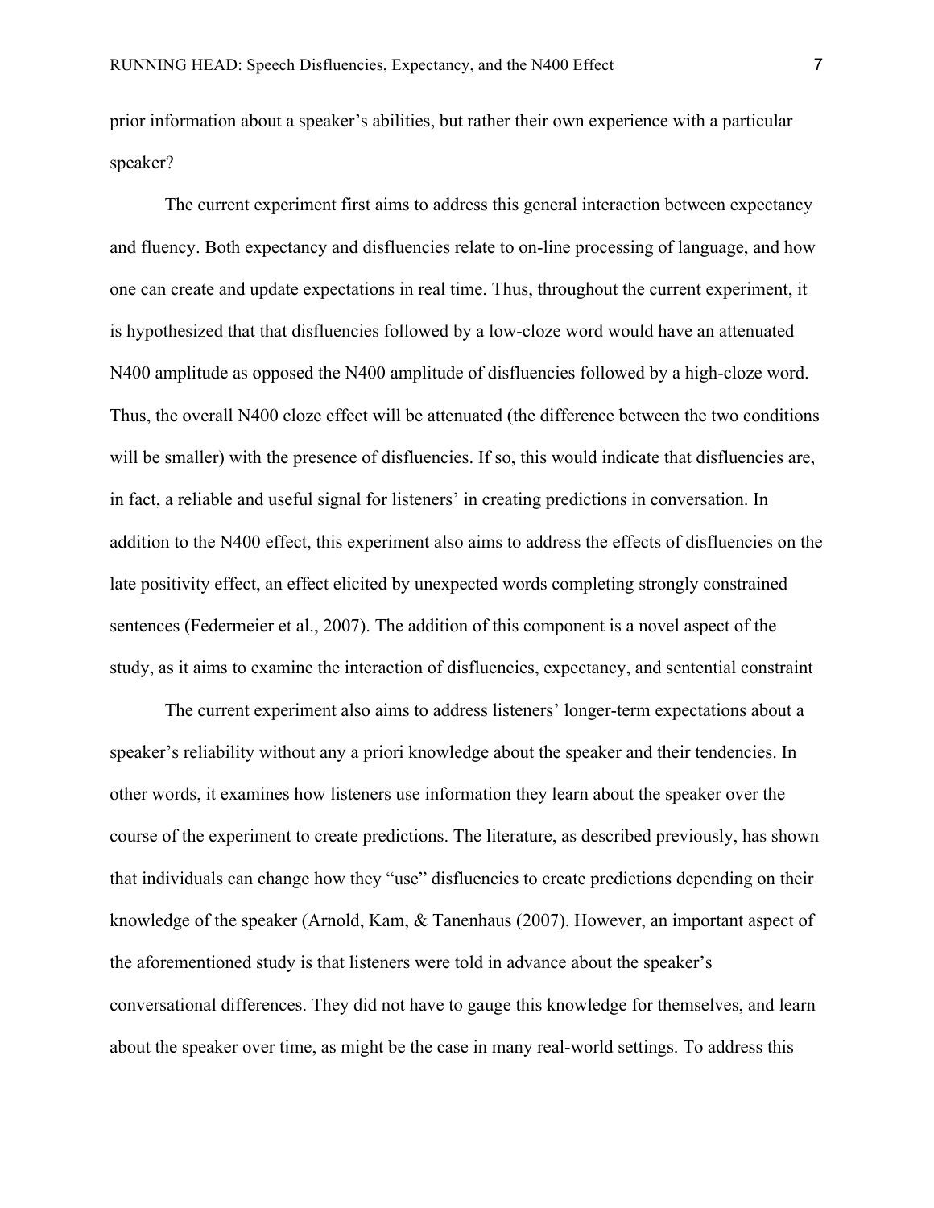prior information about a speaker's abilities, but rather their own experience with a particular speaker?

The current experiment first aims to address this general interaction between expectancy and fluency. Both expectancy and disfluencies relate to on-line processing of language, and how one can create and update expectations in real time. Thus, throughout the current experiment, it is hypothesized that that disfluencies followed by a low-cloze word would have an attenuated N400 amplitude as opposed the N400 amplitude of disfluencies followed by a high-cloze word. Thus, the overall N400 cloze effect will be attenuated (the difference between the two conditions will be smaller) with the presence of disfluencies. If so, this would indicate that disfluencies are, in fact, a reliable and useful signal for listeners' in creating predictions in conversation. In addition to the N400 effect, this experiment also aims to address the effects of disfluencies on the late positivity effect, an effect elicited by unexpected words completing strongly constrained sentences (Federmeier et al., 2007). The addition of this component is a novel aspect of the study, as it aims to examine the interaction of disfluencies, expectancy, and sentential constraint

The current experiment also aims to address listeners' longer-term expectations about a speaker's reliability without any a priori knowledge about the speaker and their tendencies. In other words, it examines how listeners use information they learn about the speaker over the course of the experiment to create predictions. The literature, as described previously, has shown that individuals can change how they "use" disfluencies to create predictions depending on their knowledge of the speaker (Arnold, Kam, & Tanenhaus (2007). However, an important aspect of the aforementioned study is that listeners were told in advance about the speaker's conversational differences. They did not have to gauge this knowledge for themselves, and learn about the speaker over time, as might be the case in many real-world settings. To address this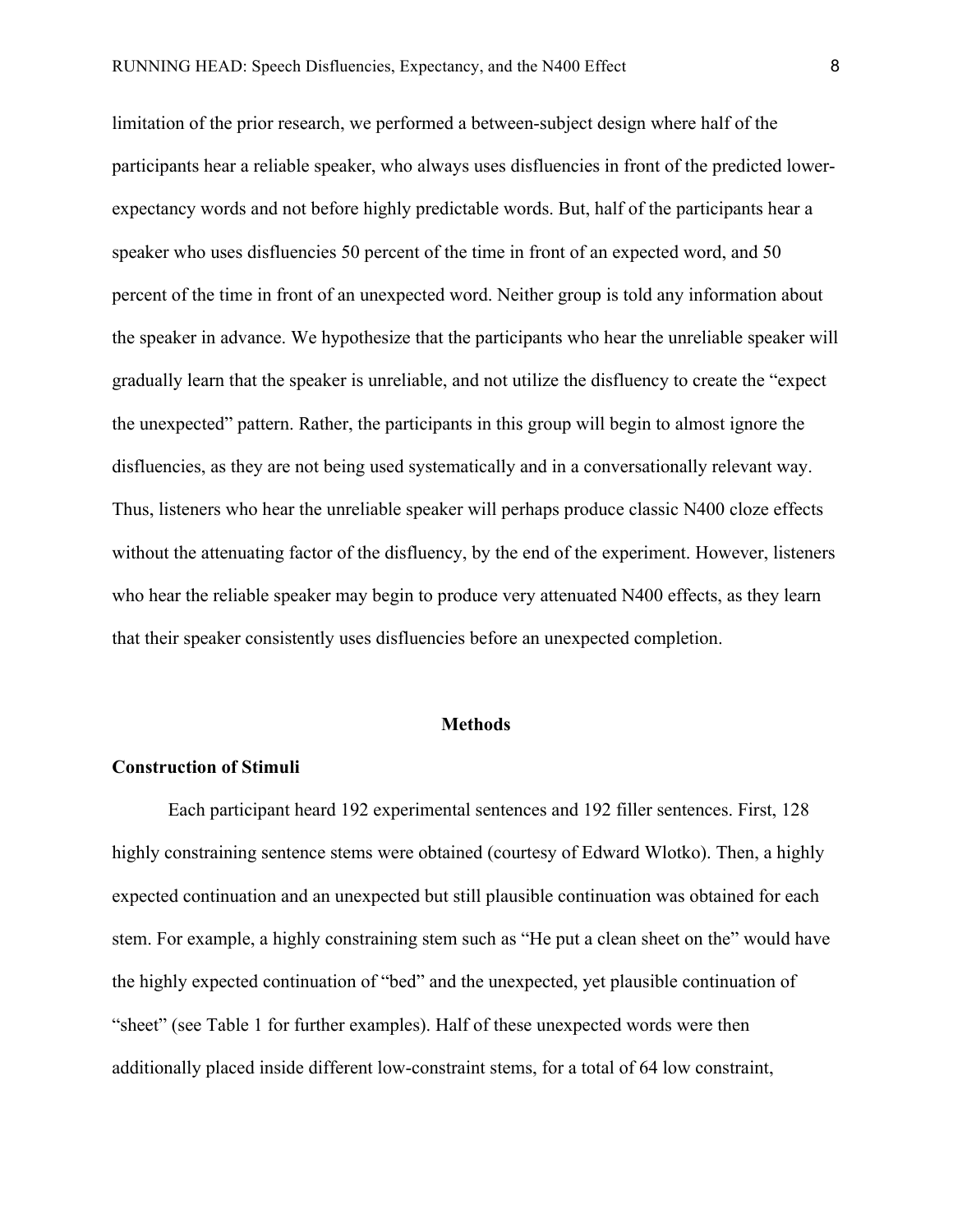limitation of the prior research, we performed a between-subject design where half of the participants hear a reliable speaker, who always uses disfluencies in front of the predicted lower-expectancy words and not before highly predictable words. But, half of the participants hear a speaker who uses disfluencies 50 percent of the time in front of an expected word, and 50 percent of the time in front of an unexpected word. Neither group is told any information about the speaker in advance. We hypothesize that the participants who hear the unreliable speaker will gradually learn that the speaker is unreliable, and not utilize the disfluency to create the "expect the unexpected" pattern. Rather, the participants in this group will begin to almost ignore the disfluencies, as they are not being used systematically and in a conversationally relevant way. Thus, listeners who hear the unreliable speaker will perhaps produce classic N400 cloze effects without the attenuating factor of the disfluency, by the end of the experiment. However, listeners who hear the reliable speaker may begin to produce very attenuated N400 effects, as they learn that their speaker consistently uses disfluencies before an unexpected completion.

## Methods

### Construction of Stimuli

Each participant heard 192 experimental sentences and 192 filler sentences. First, 128 highly constraining sentence stems were obtained (courtesy of Edward Wlotko). Then, a highly expected continuation and an unexpected but still plausible continuation was obtained for each stem. For example, a highly constraining stem such as "He put a clean sheet on the" would have the highly expected continuation of "bed" and the unexpected, yet plausible continuation of "sheet" (see Table 1 for further examples). Half of these unexpected words were then additionally placed inside different low-constraint stems, for a total of 64 low constraint,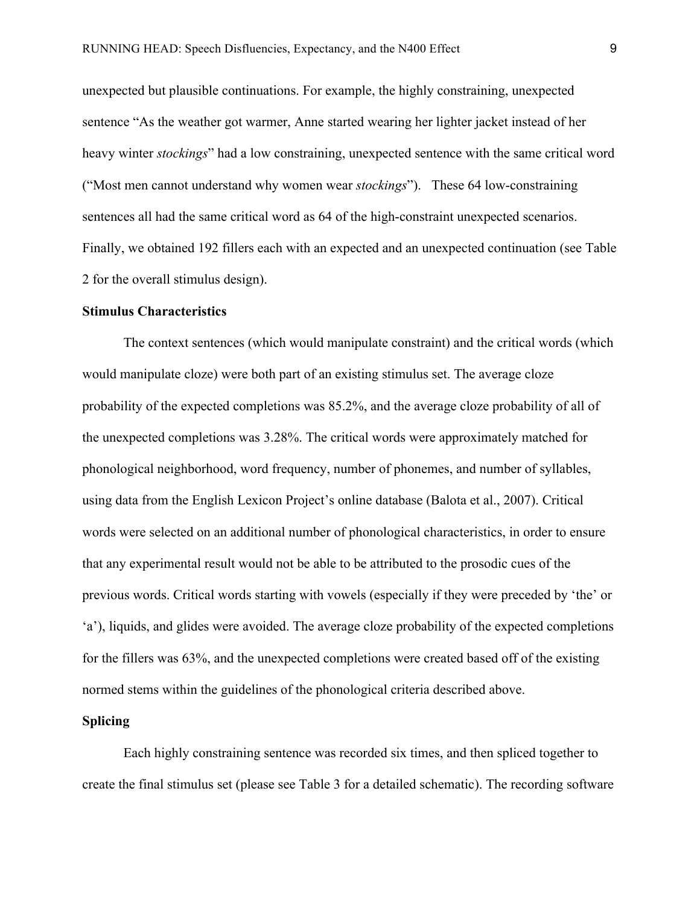unexpected but plausible continuations. For example, the highly constraining, unexpected sentence "As the weather got warmer, Anne started wearing her lighter jacket instead of her heavy winter *stockings*" had a low constraining, unexpected sentence with the same critical word ("Most men cannot understand why women wear *stockings*"). These 64 low-constraining sentences all had the same critical word as 64 of the high-constraint unexpected scenarios. Finally, we obtained 192 fillers each with an expected and an unexpected continuation (see Table 2 for the overall stimulus design).

**Stimulus Characteristics**

The context sentences (which would manipulate constraint) and the critical words (which would manipulate cloze) were both part of an existing stimulus set. The average cloze probability of the expected completions was 85.2%, and the average cloze probability of all of the unexpected completions was 3.28%. The critical words were approximately matched for phonological neighborhood, word frequency, number of phonemes, and number of syllables, using data from the English Lexicon Project's online database (Balota et al., 2007). Critical words were selected on an additional number of phonological characteristics, in order to ensure that any experimental result would not be able to be attributed to the prosodic cues of the previous words. Critical words starting with vowels (especially if they were preceded by 'the' or 'a'), liquids, and glides were avoided. The average cloze probability of the expected completions for the fillers was 63%, and the unexpected completions were created based off of the existing normed stems within the guidelines of the phonological criteria described above.

**Splicing**

Each highly constraining sentence was recorded six times, and then spliced together to create the final stimulus set (please see Table 3 for a detailed schematic). The recording software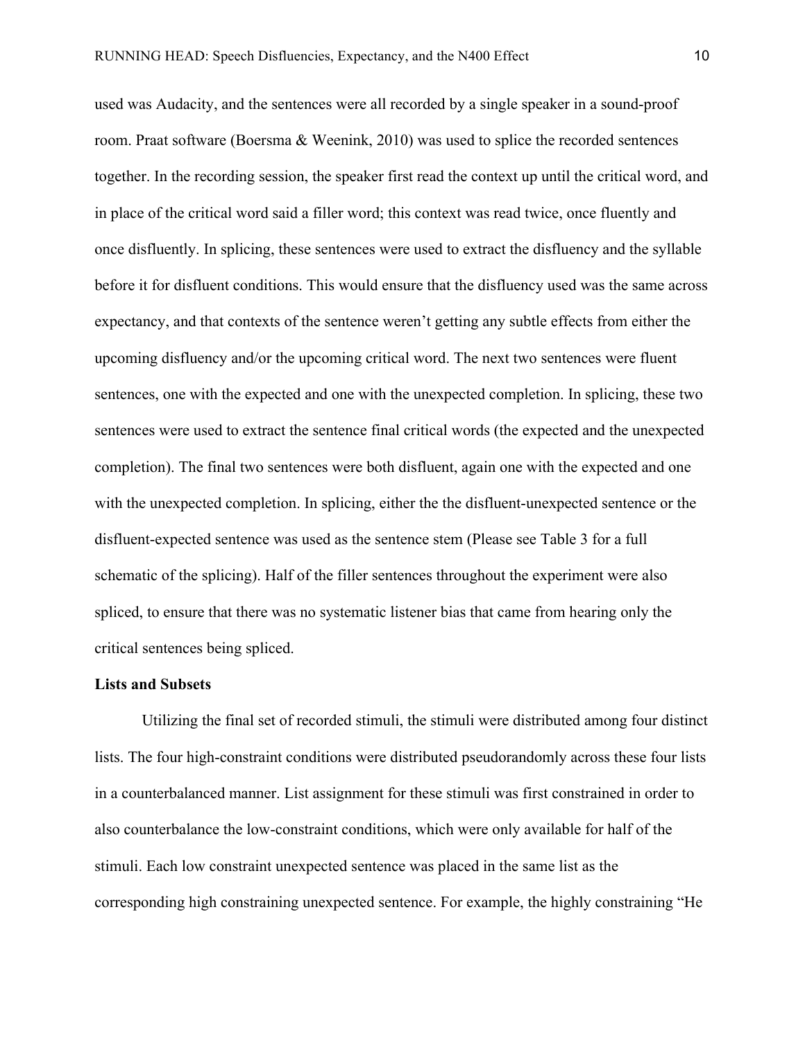used was Audacity, and the sentences were all recorded by a single speaker in a sound-proof room. Praat software (Boersma & Weenink, 2010) was used to splice the recorded sentences together. In the recording session, the speaker first read the context up until the critical word, and in place of the critical word said a filler word; this context was read twice, once fluently and once disfluently. In splicing, these sentences were used to extract the disfluency and the syllable before it for disfluent conditions. This would ensure that the disfluency used was the same across expectancy, and that contexts of the sentence weren't getting any subtle effects from either the upcoming disfluency and/or the upcoming critical word. The next two sentences were fluent sentences, one with the expected and one with the unexpected completion. In splicing, these two sentences were used to extract the sentence final critical words (the expected and the unexpected completion). The final two sentences were both disfluent, again one with the expected and one with the unexpected completion. In splicing, either the the disfluent-unexpected sentence or the disfluent-expected sentence was used as the sentence stem (Please see Table 3 for a full schematic of the splicing). Half of the filler sentences throughout the experiment were also spliced, to ensure that there was no systematic listener bias that came from hearing only the critical sentences being spliced.

**Lists and Subsets**

Utilizing the final set of recorded stimuli, the stimuli were distributed among four distinct lists. The four high-constraint conditions were distributed pseudorandomly across these four lists in a counterbalanced manner. List assignment for these stimuli was first constrained in order to also counterbalance the low-constraint conditions, which were only available for half of the stimuli. Each low constraint unexpected sentence was placed in the same list as the corresponding high constraining unexpected sentence. For example, the highly constraining "He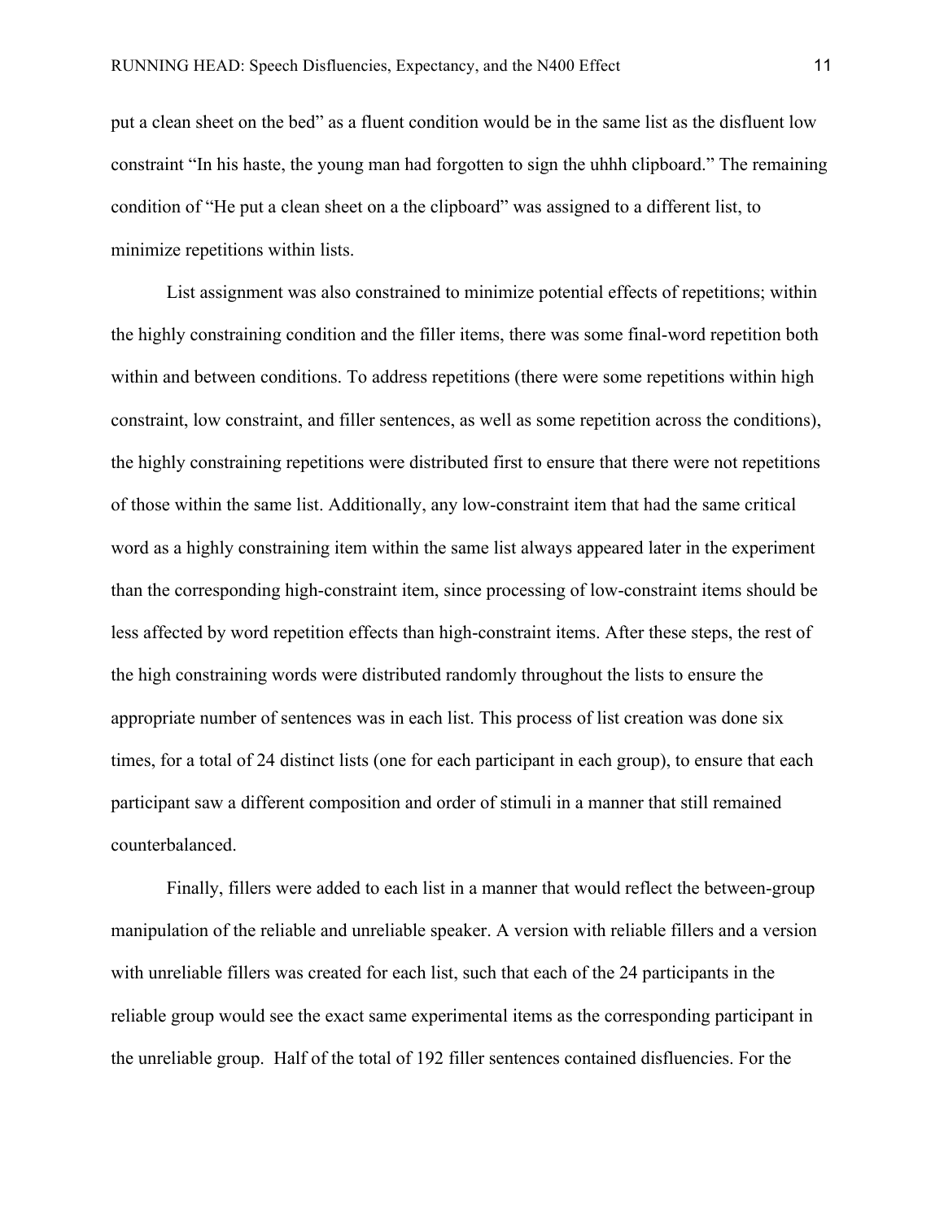put a clean sheet on the bed" as a fluent condition would be in the same list as the disfluent low constraint "In his haste, the young man had forgotten to sign the uhhh clipboard." The remaining condition of "He put a clean sheet on a the clipboard" was assigned to a different list, to minimize repetitions within lists.

List assignment was also constrained to minimize potential effects of repetitions; within the highly constraining condition and the filler items, there was some final-word repetition both within and between conditions. To address repetitions (there were some repetitions within high constraint, low constraint, and filler sentences, as well as some repetition across the conditions), the highly constraining repetitions were distributed first to ensure that there were not repetitions of those within the same list. Additionally, any low-constraint item that had the same critical word as a highly constraining item within the same list always appeared later in the experiment than the corresponding high-constraint item, since processing of low-constraint items should be less affected by word repetition effects than high-constraint items. After these steps, the rest of the high constraining words were distributed randomly throughout the lists to ensure the appropriate number of sentences was in each list. This process of list creation was done six times, for a total of 24 distinct lists (one for each participant in each group), to ensure that each participant saw a different composition and order of stimuli in a manner that still remained counterbalanced.

Finally, fillers were added to each list in a manner that would reflect the between-group manipulation of the reliable and unreliable speaker. A version with reliable fillers and a version with unreliable fillers was created for each list, such that each of the 24 participants in the reliable group would see the exact same experimental items as the corresponding participant in the unreliable group. Half of the total of 192 filler sentences contained disfluencies. For the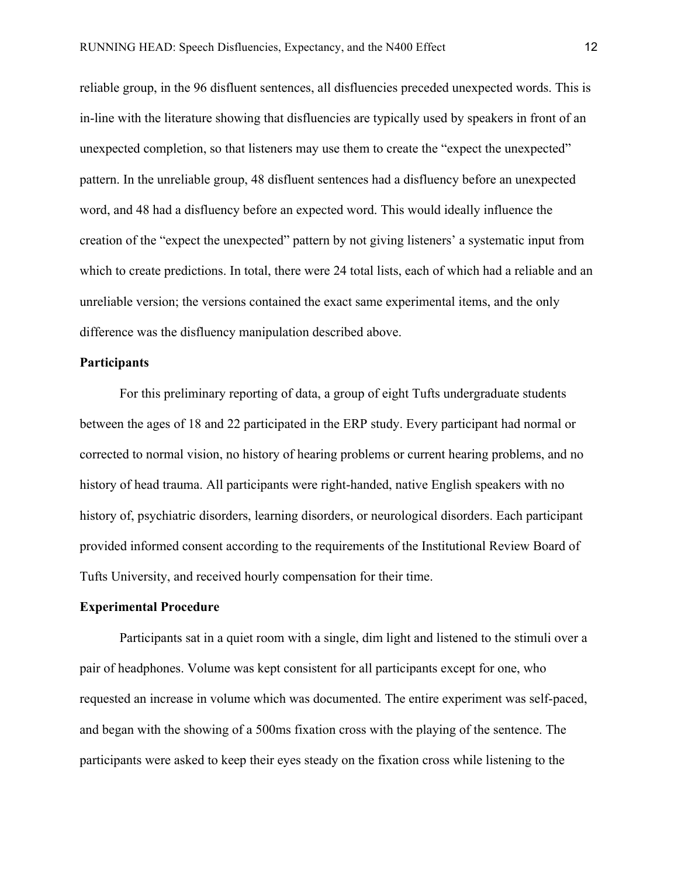reliable group, in the 96 disfluent sentences, all disfluencies preceded unexpected words. This is in-line with the literature showing that disfluencies are typically used by speakers in front of an unexpected completion, so that listeners may use them to create the "expect the unexpected" pattern. In the unreliable group, 48 disfluent sentences had a disfluency before an unexpected word, and 48 had a disfluency before an expected word. This would ideally influence the creation of the "expect the unexpected" pattern by not giving listeners' a systematic input from which to create predictions. In total, there were 24 total lists, each of which had a reliable and an unreliable version; the versions contained the exact same experimental items, and the only difference was the disfluency manipulation described above.

**Participants**

For this preliminary reporting of data, a group of eight Tufts undergraduate students between the ages of 18 and 22 participated in the ERP study. Every participant had normal or corrected to normal vision, no history of hearing problems or current hearing problems, and no history of head trauma. All participants were right-handed, native English speakers with no history of, psychiatric disorders, learning disorders, or neurological disorders. Each participant provided informed consent according to the requirements of the Institutional Review Board of Tufts University, and received hourly compensation for their time.

**Experimental Procedure**

Participants sat in a quiet room with a single, dim light and listened to the stimuli over a pair of headphones. Volume was kept consistent for all participants except for one, who requested an increase in volume which was documented. The entire experiment was self-paced, and began with the showing of a 500ms fixation cross with the playing of the sentence. The participants were asked to keep their eyes steady on the fixation cross while listening to the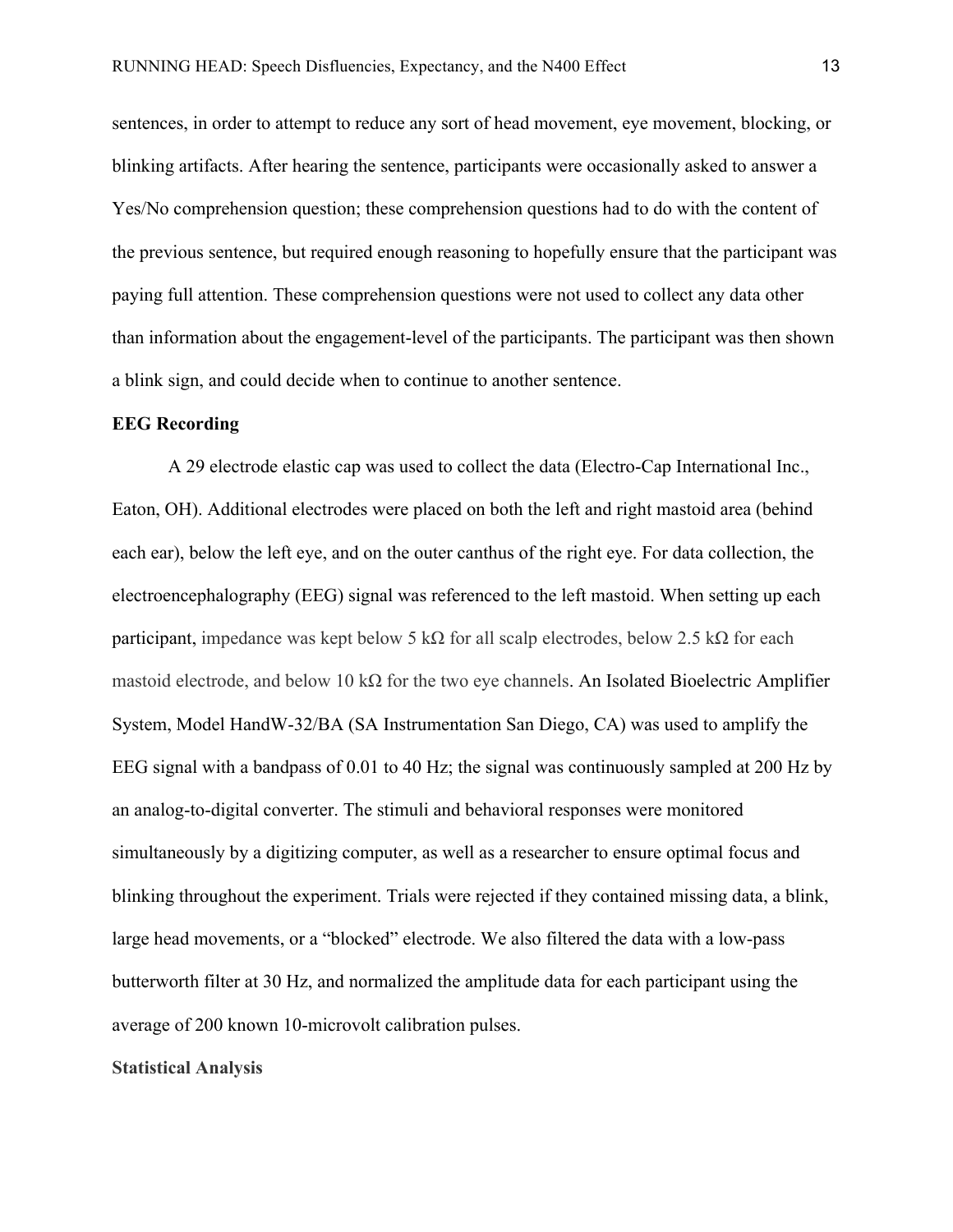sentences, in order to attempt to reduce any sort of head movement, eye movement, blocking, or blinking artifacts. After hearing the sentence, participants were occasionally asked to answer a Yes/No comprehension question; these comprehension questions had to do with the content of the previous sentence, but required enough reasoning to hopefully ensure that the participant was paying full attention. These comprehension questions were not used to collect any data other than information about the engagement-level of the participants. The participant was then shown a blink sign, and could decide when to continue to another sentence.

**EEG Recording**

A 29 electrode elastic cap was used to collect the data (Electro-Cap International Inc., Eaton, OH). Additional electrodes were placed on both the left and right mastoid area (behind each ear), below the left eye, and on the outer canthus of the right eye. For data collection, the electroencephalography (EEG) signal was referenced to the left mastoid. When setting up each participant, impedance was kept below 5 kΩ for all scalp electrodes, below 2.5 kΩ for each mastoid electrode, and below 10 kΩ for the two eye channels. An Isolated Bioelectric Amplifier System, Model HandW-32/BA (SA Instrumentation San Diego, CA) was used to amplify the EEG signal with a bandpass of 0.01 to 40 Hz; the signal was continuously sampled at 200 Hz by an analog-to-digital converter. The stimuli and behavioral responses were monitored simultaneously by a digitizing computer, as well as a researcher to ensure optimal focus and blinking throughout the experiment. Trials were rejected if they contained missing data, a blink, large head movements, or a "blocked" electrode. We also filtered the data with a low-pass butterworth filter at 30 Hz, and normalized the amplitude data for each participant using the average of 200 known 10-microvolt calibration pulses.

**Statistical Analysis**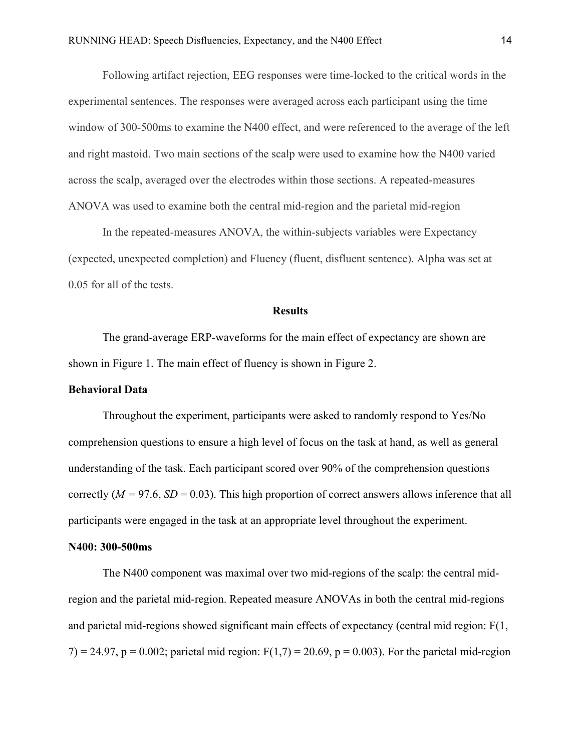Following artifact rejection, EEG responses were time-locked to the critical words in the experimental sentences. The responses were averaged across each participant using the time window of 300-500ms to examine the N400 effect, and were referenced to the average of the left and right mastoid. Two main sections of the scalp were used to examine how the N400 varied across the scalp, averaged over the electrodes within those sections. A repeated-measures ANOVA was used to examine both the central mid-region and the parietal mid-region

In the repeated-measures ANOVA, the within-subjects variables were Expectancy (expected, unexpected completion) and Fluency (fluent, disfluent sentence). Alpha was set at 0.05 for all of the tests.

## Results

The grand-average ERP-waveforms for the main effect of expectancy are shown are shown in Figure 1. The main effect of fluency is shown in Figure 2.

### Behavioral Data

Throughout the experiment, participants were asked to randomly respond to Yes/No comprehension questions to ensure a high level of focus on the task at hand, as well as general understanding of the task. Each participant scored over 90% of the comprehension questions correctly ($M$ = 97.6, $SD$ = 0.03). This high proportion of correct answers allows inference that all participants were engaged in the task at an appropriate level throughout the experiment.

### N400: 300-500ms

The N400 component was maximal over two mid-regions of the scalp: the central mid-region and the parietal mid-region. Repeated measure ANOVAs in both the central mid-regions and parietal mid-regions showed significant main effects of expectancy (central mid region: $F(1, 7) = 24.97$, $p = 0.002$; parietal mid region: $F(1,7) = 20.69$, $p = 0.003$). For the parietal mid-region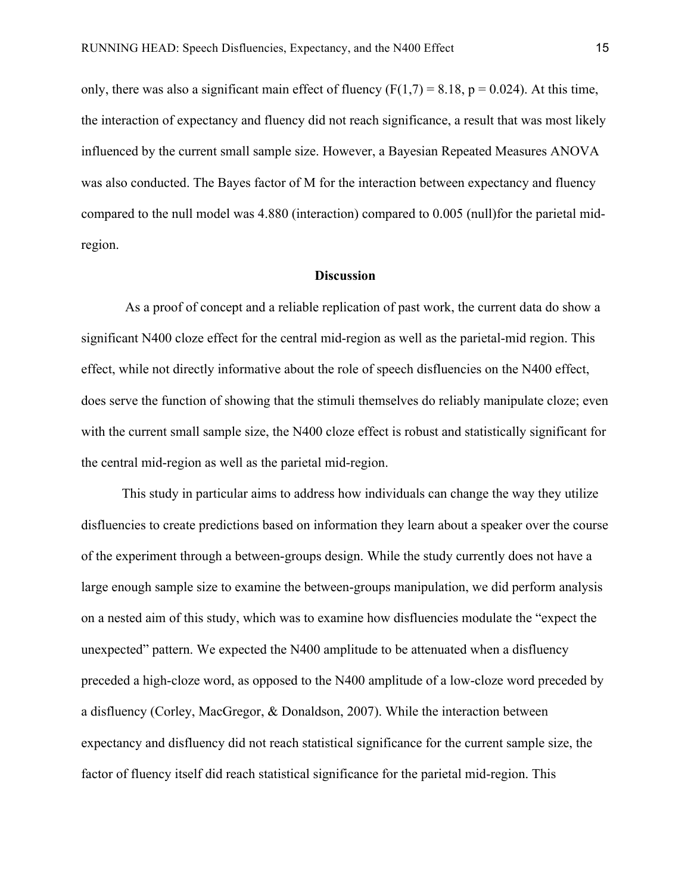only, there was also a significant main effect of fluency ($F(1,7) = 8.18$, $p = 0.024$). At this time, the interaction of expectancy and fluency did not reach significance, a result that was most likely influenced by the current small sample size. However, a Bayesian Repeated Measures ANOVA was also conducted. The Bayes factor of M for the interaction between expectancy and fluency compared to the null model was 4.880 (interaction) compared to 0.005 (null)for the parietal mid-region.

## Discussion

As a proof of concept and a reliable replication of past work, the current data do show a significant N400 cloze effect for the central mid-region as well as the parietal-mid region. This effect, while not directly informative about the role of speech disfluencies on the N400 effect, does serve the function of showing that the stimuli themselves do reliably manipulate cloze; even with the current small sample size, the N400 cloze effect is robust and statistically significant for the central mid-region as well as the parietal mid-region.

This study in particular aims to address how individuals can change the way they utilize disfluencies to create predictions based on information they learn about a speaker over the course of the experiment through a between-groups design. While the study currently does not have a large enough sample size to examine the between-groups manipulation, we did perform analysis on a nested aim of this study, which was to examine how disfluencies modulate the "expect the unexpected" pattern. We expected the N400 amplitude to be attenuated when a disfluency preceded a high-cloze word, as opposed to the N400 amplitude of a low-cloze word preceded by a disfluency (Corley, MacGregor, & Donaldson, 2007). While the interaction between expectancy and disfluency did not reach statistical significance for the current sample size, the factor of fluency itself did reach statistical significance for the parietal mid-region. This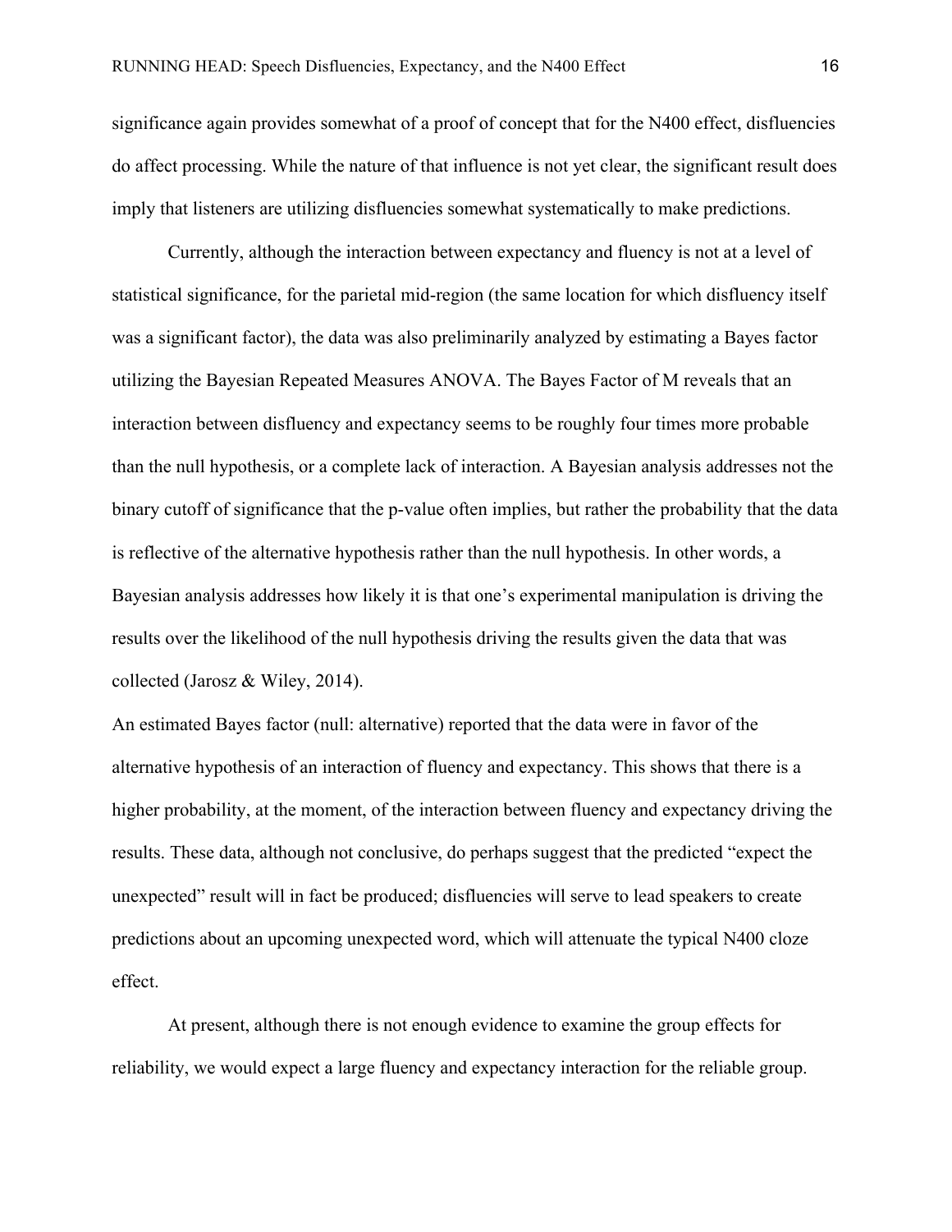significance again provides somewhat of a proof of concept that for the N400 effect, disfluencies do affect processing. While the nature of that influence is not yet clear, the significant result does imply that listeners are utilizing disfluencies somewhat systematically to make predictions.

Currently, although the interaction between expectancy and fluency is not at a level of statistical significance, for the parietal mid-region (the same location for which disfluency itself was a significant factor), the data was also preliminarily analyzed by estimating a Bayes factor utilizing the Bayesian Repeated Measures ANOVA. The Bayes Factor of M reveals that an interaction between disfluency and expectancy seems to be roughly four times more probable than the null hypothesis, or a complete lack of interaction. A Bayesian analysis addresses not the binary cutoff of significance that the p-value often implies, but rather the probability that the data is reflective of the alternative hypothesis rather than the null hypothesis. In other words, a Bayesian analysis addresses how likely it is that one's experimental manipulation is driving the results over the likelihood of the null hypothesis driving the results given the data that was collected (Jarosz & Wiley, 2014).

An estimated Bayes factor (null: alternative) reported that the data were in favor of the alternative hypothesis of an interaction of fluency and expectancy. This shows that there is a higher probability, at the moment, of the interaction between fluency and expectancy driving the results. These data, although not conclusive, do perhaps suggest that the predicted "expect the unexpected" result will in fact be produced; disfluencies will serve to lead speakers to create predictions about an upcoming unexpected word, which will attenuate the typical N400 cloze effect.

At present, although there is not enough evidence to examine the group effects for reliability, we would expect a large fluency and expectancy interaction for the reliable group.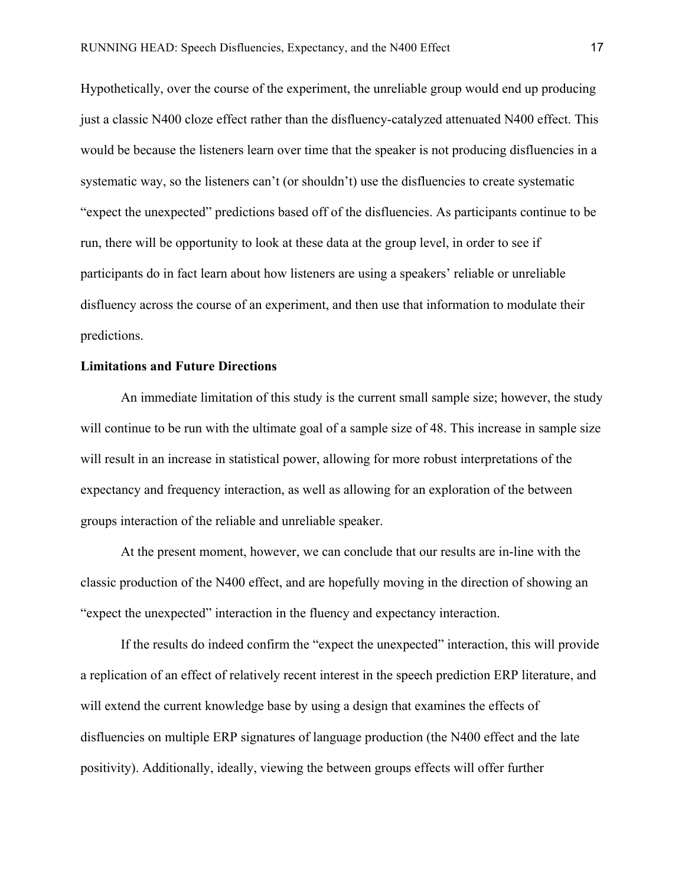Hypothetically, over the course of the experiment, the unreliable group would end up producing just a classic N400 cloze effect rather than the disfluency-catalyzed attenuated N400 effect. This would be because the listeners learn over time that the speaker is not producing disfluencies in a systematic way, so the listeners can't (or shouldn't) use the disfluencies to create systematic "expect the unexpected" predictions based off of the disfluencies. As participants continue to be run, there will be opportunity to look at these data at the group level, in order to see if participants do in fact learn about how listeners are using a speakers' reliable or unreliable disfluency across the course of an experiment, and then use that information to modulate their predictions.

**Limitations and Future Directions**

An immediate limitation of this study is the current small sample size; however, the study will continue to be run with the ultimate goal of a sample size of 48. This increase in sample size will result in an increase in statistical power, allowing for more robust interpretations of the expectancy and frequency interaction, as well as allowing for an exploration of the between groups interaction of the reliable and unreliable speaker.

At the present moment, however, we can conclude that our results are in-line with the classic production of the N400 effect, and are hopefully moving in the direction of showing an "expect the unexpected" interaction in the fluency and expectancy interaction.

If the results do indeed confirm the "expect the unexpected" interaction, this will provide a replication of an effect of relatively recent interest in the speech prediction ERP literature, and will extend the current knowledge base by using a design that examines the effects of disfluencies on multiple ERP signatures of language production (the N400 effect and the late positivity). Additionally, ideally, viewing the between groups effects will offer further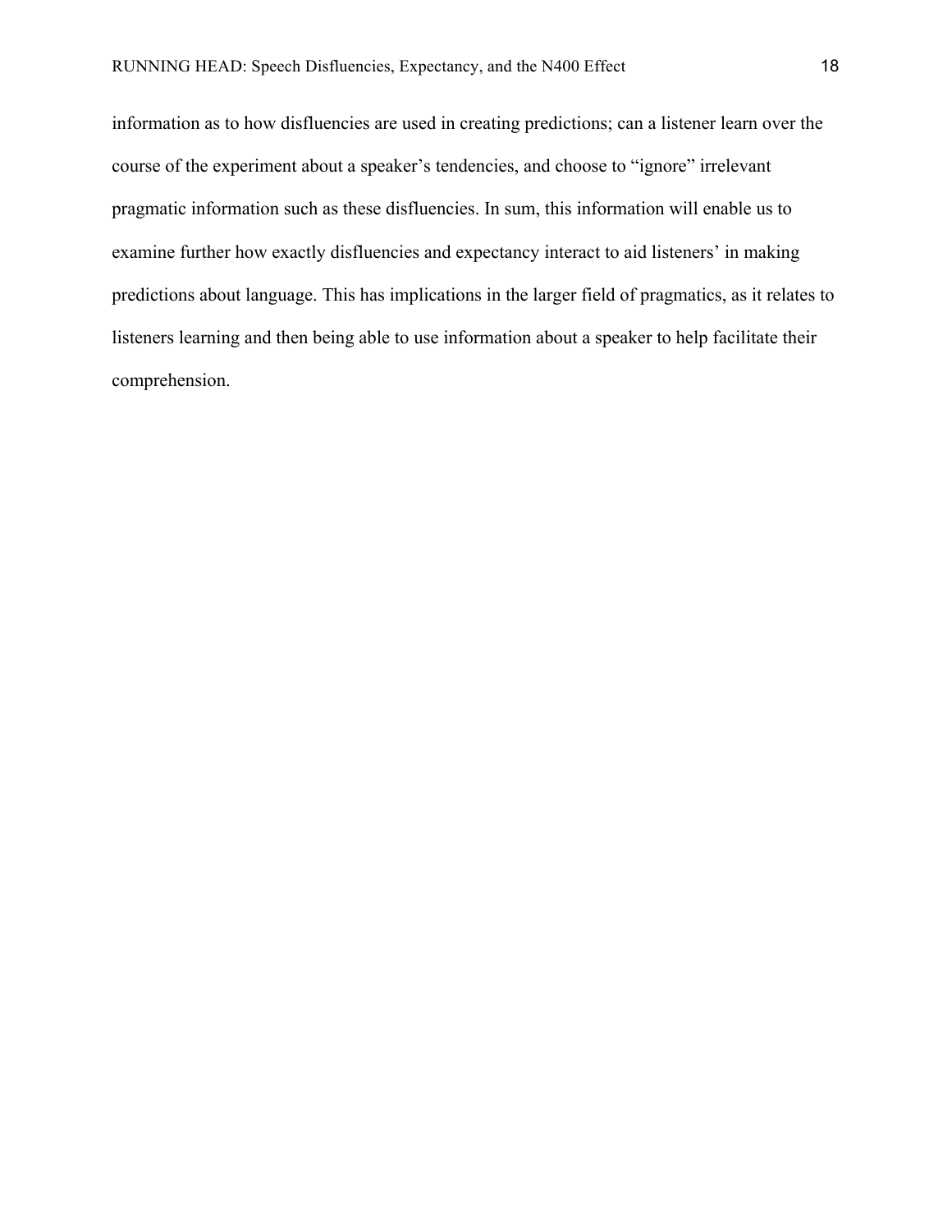information as to how disfluencies are used in creating predictions; can a listener learn over the course of the experiment about a speaker's tendencies, and choose to "ignore" irrelevant pragmatic information such as these disfluencies. In sum, this information will enable us to examine further how exactly disfluencies and expectancy interact to aid listeners' in making predictions about language. This has implications in the larger field of pragmatics, as it relates to listeners learning and then being able to use information about a speaker to help facilitate their comprehension.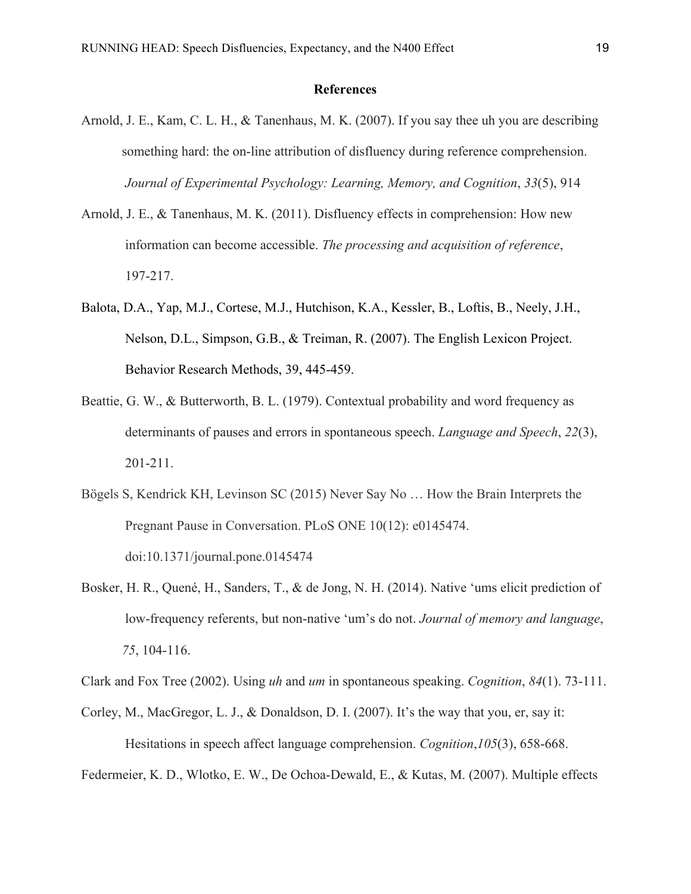## References

Arnold, J. E., Kam, C. L. H., & Tanenhaus, M. K. (2007). If you say thee uh you are describing something hard: the on-line attribution of disfluency during reference comprehension. *Journal of Experimental Psychology: Learning, Memory, and Cognition*, *33*(5), 914

Arnold, J. E., & Tanenhaus, M. K. (2011). Disfluency effects in comprehension: How new information can become accessible. *The processing and acquisition of reference*, 197-217.

Balota, D.A., Yap, M.J., Cortese, M.J., Hutchison, K.A., Kessler, B., Loftis, B., Neely, J.H., Nelson, D.L., Simpson, G.B., & Treiman, R. (2007). The English Lexicon Project. Behavior Research Methods, 39, 445-459.

Beattie, G. W., & Butterworth, B. L. (1979). Contextual probability and word frequency as determinants of pauses and errors in spontaneous speech. *Language and Speech*, *22*(3), 201-211.

Bögels S, Kendrick KH, Levinson SC (2015) Never Say No … How the Brain Interprets the Pregnant Pause in Conversation. PLoS ONE 10(12): e0145474. doi:10.1371/journal.pone.0145474

Bosker, H. R., Quené, H., Sanders, T., & de Jong, N. H. (2014). Native 'ums elicit prediction of low-frequency referents, but non-native 'um's do not. *Journal of memory and language*, *75*, 104-116.

Clark and Fox Tree (2002). Using *uh* and *um* in spontaneous speaking. *Cognition*, *84*(1). 73-111.

Corley, M., MacGregor, L. J., & Donaldson, D. I. (2007). It's the way that you, er, say it: Hesitations in speech affect language comprehension. *Cognition*,*105*(3), 658-668.

Federmeier, K. D., Wlotko, E. W., De Ochoa-Dewald, E., & Kutas, M. (2007). Multiple effects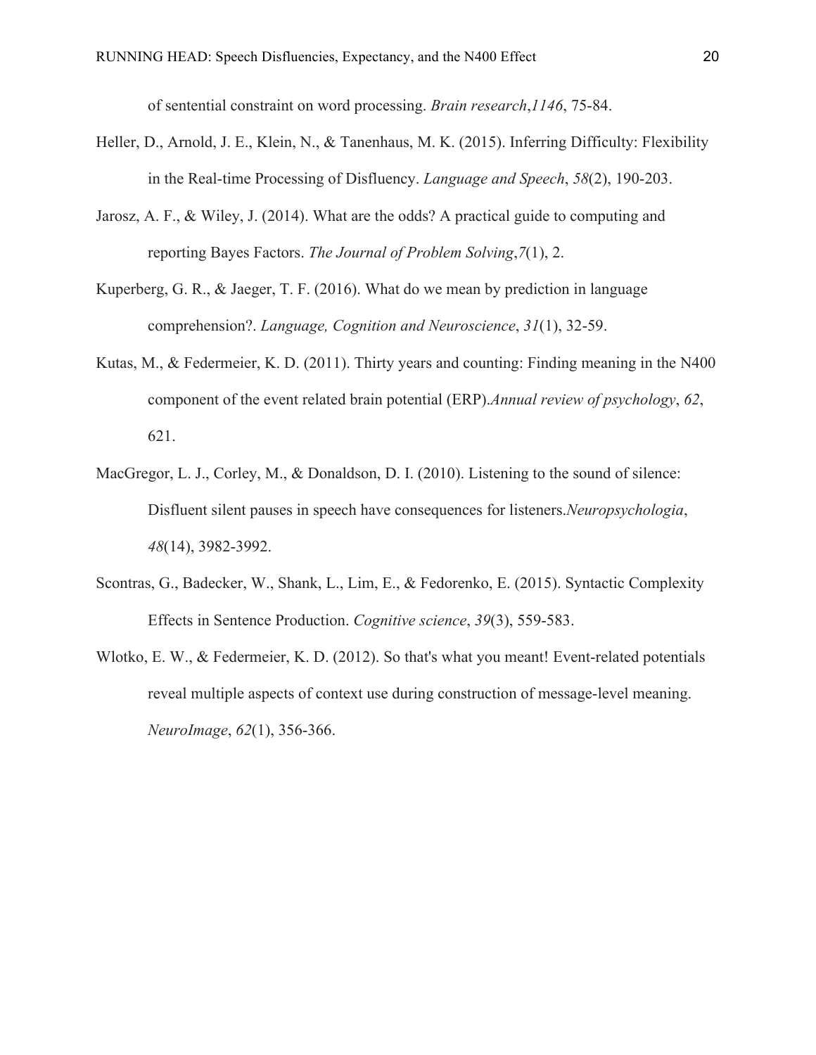of sentential constraint on word processing. *Brain research*,*1146*, 75-84.

Heller, D., Arnold, J. E., Klein, N., & Tanenhaus, M. K. (2015). Inferring Difficulty: Flexibility in the Real-time Processing of Disfluency. *Language and Speech*, *58*(2), 190-203.

Jarosz, A. F., & Wiley, J. (2014). What are the odds? A practical guide to computing and reporting Bayes Factors. *The Journal of Problem Solving*,*7*(1), 2.

Kuperberg, G. R., & Jaeger, T. F. (2016). What do we mean by prediction in language comprehension?. *Language, Cognition and Neuroscience*, *31*(1), 32-59.

Kutas, M., & Federmeier, K. D. (2011). Thirty years and counting: Finding meaning in the N400 component of the event related brain potential (ERP).*Annual review of psychology*, *62*, 621.

MacGregor, L. J., Corley, M., & Donaldson, D. I. (2010). Listening to the sound of silence: Disfluent silent pauses in speech have consequences for listeners.*Neuropsychologia*, *48*(14), 3982-3992.

Scontras, G., Badecker, W., Shank, L., Lim, E., & Fedorenko, E. (2015). Syntactic Complexity Effects in Sentence Production. *Cognitive science*, *39*(3), 559-583.

Wlotko, E. W., & Federmeier, K. D. (2012). So that's what you meant! Event-related potentials reveal multiple aspects of context use during construction of message-level meaning. *NeuroImage*, *62*(1), 356-366.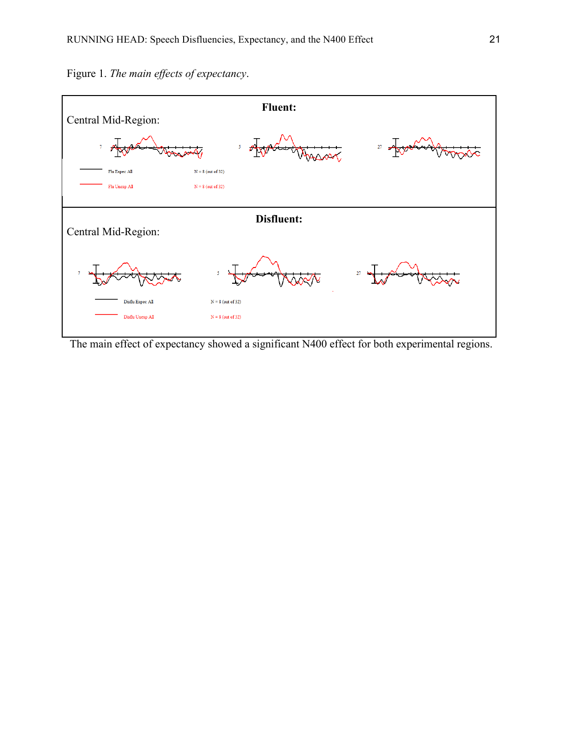Figure 1. *The main effects of expectancy*.

**Fluent:**

Central Mid-Region:

7 5 27

Flu Expec All — N = 8 (out of 32)

Flu Unexp All — N = 8 (out of 32)

**Disfluent:**

Central Mid-Region:

7 5 27

Disflu Expec All — N = 8 (out of 32)

Disflu Unexp All — N = 8 (out of 32)

The main effect of expectancy showed a significant N400 effect for both experimental regions.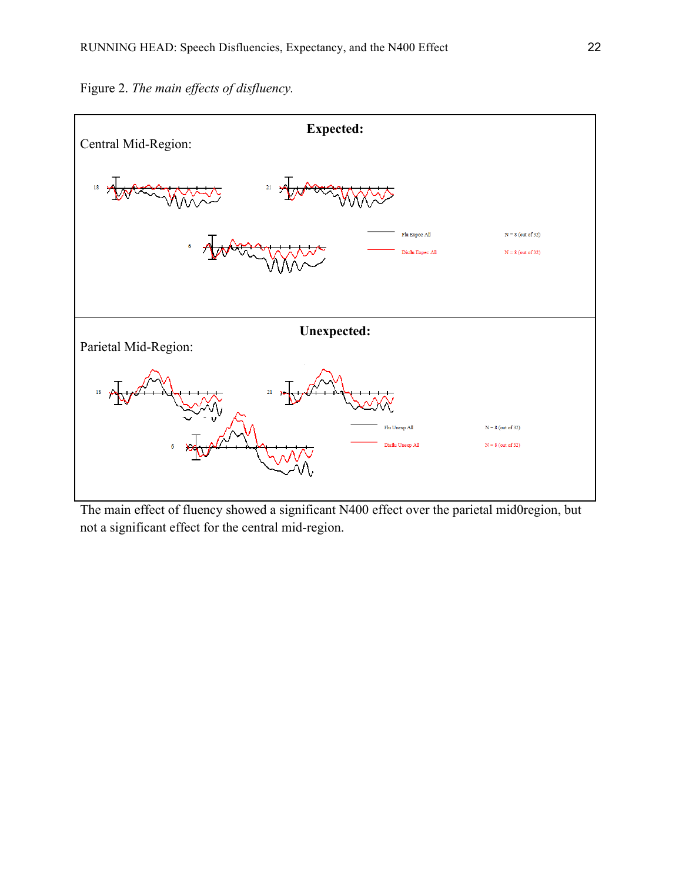Figure 2. *The main effects of disfluency.*

**Expected:**

Central Mid-Region:

18

21

6

Flu Expec All N = 8 (out of 32)

Disflu Expec All N = 8 (out of 32)

**Unexpected:**

Parietal Mid-Region:

18

21

6

Flu Unexp All N = 8 (out of 32)

Disflu Unexp All N = 8 (out of 32)

The main effect of fluency showed a significant N400 effect over the parietal mid0region, but not a significant effect for the central mid-region.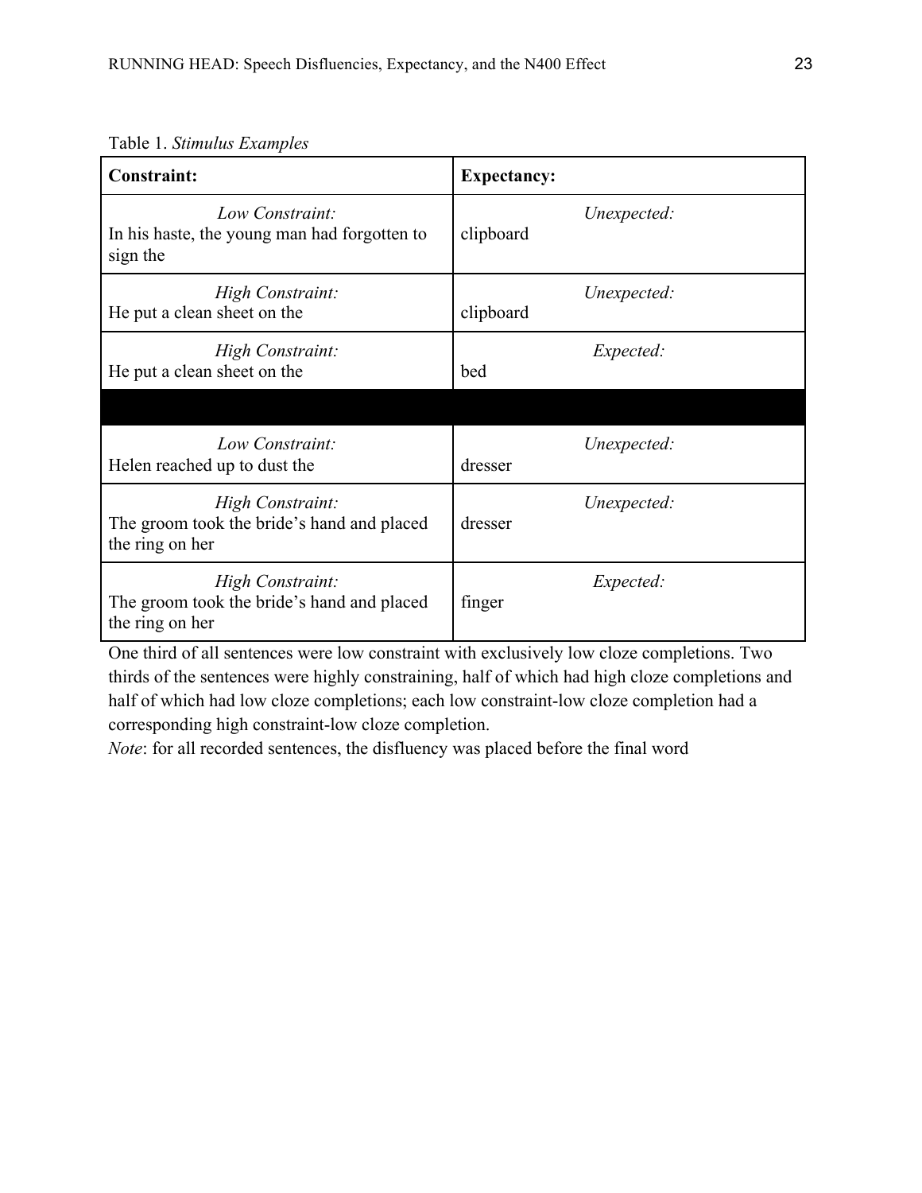Table 1. *Stimulus Examples*

| **Constraint:** | **Expectancy:** |
|---|---|
| *Low Constraint:* In his haste, the young man had forgotten to sign the | *Unexpected:* clipboard |
| *High Constraint:* He put a clean sheet on the | *Unexpected:* clipboard |
| *High Constraint:* He put a clean sheet on the | *Expected:* bed |
| | |
| *Low Constraint:* Helen reached up to dust the | *Unexpected:* dresser |
| *High Constraint:* The groom took the bride's hand and placed the ring on her | *Unexpected:* dresser |
| *High Constraint:* The groom took the bride's hand and placed the ring on her | *Expected:* finger |

One third of all sentences were low constraint with exclusively low cloze completions. Two thirds of the sentences were highly constraining, half of which had high cloze completions and half of which had low cloze completions; each low constraint-low cloze completion had a corresponding high constraint-low cloze completion.

*Note*: for all recorded sentences, the disfluency was placed before the final word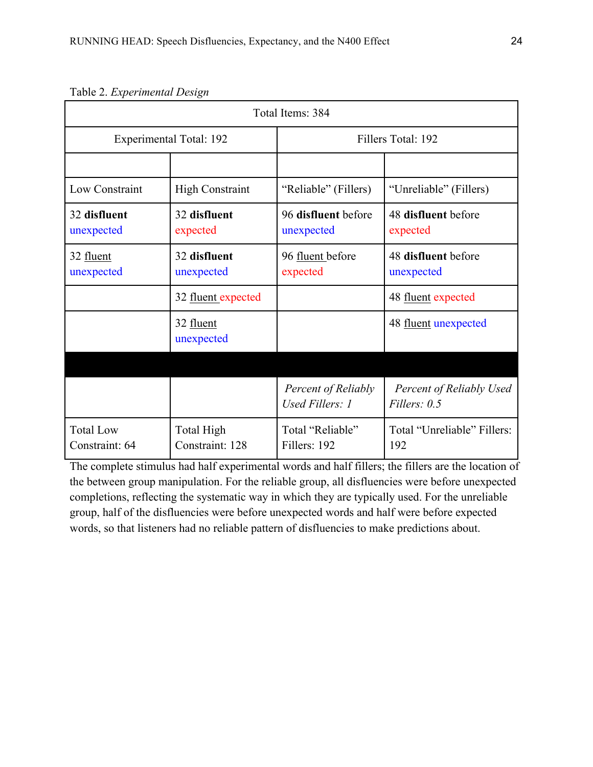Table 2. *Experimental Design*

| Total Items: 384 | | | |
|---|---|---|---|
| Experimental Total: 192 | | Fillers Total: 192 | |
| | | | |
| Low Constraint | High Constraint | "Reliable" (Fillers) | "Unreliable" (Fillers) |
| 32 **disfluent** unexpected | 32 **disfluent** expected | 96 **disfluent** before unexpected | 48 **disfluent** before expected |
| 32 fluent unexpected | 32 **disfluent** unexpected | 96 fluent before expected | 48 **disfluent** before unexpected |
| | 32 fluent expected | | 48 fluent expected |
| | 32 fluent unexpected | | 48 fluent unexpected |
| | | | |
| | | *Percent of Reliably Used Fillers: 1* | *Percent of Reliably Used Fillers: 0.5* |
| Total Low Constraint: 64 | Total High Constraint: 128 | Total "Reliable" Fillers: 192 | Total "Unreliable" Fillers: 192 |

The complete stimulus had half experimental words and half fillers; the fillers are the location of the between group manipulation. For the reliable group, all disfluencies were before unexpected completions, reflecting the systematic way in which they are typically used. For the unreliable group, half of the disfluencies were before unexpected words and half were before expected words, so that listeners had no reliable pattern of disfluencies to make predictions about.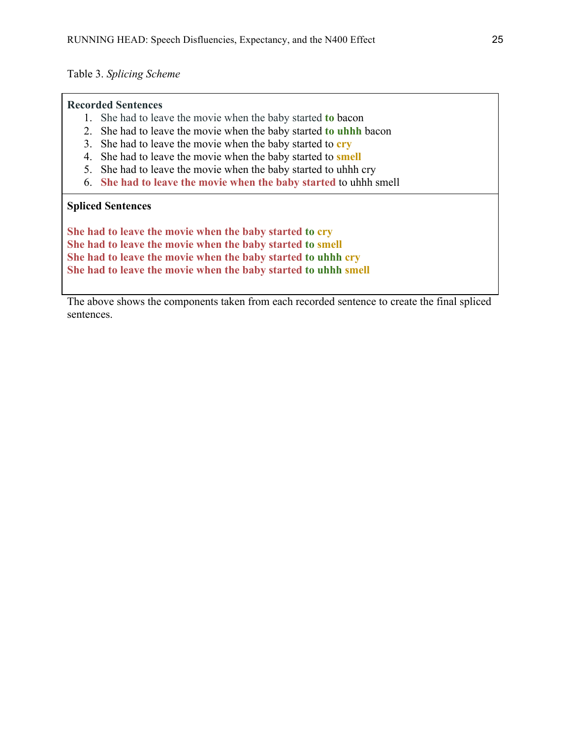Table 3. *Splicing Scheme*

**Recorded Sentences**

1. She had to leave the movie when the baby started **to** bacon
2. She had to leave the movie when the baby started **to uhhh** bacon
3. She had to leave the movie when the baby started to **cry**
4. She had to leave the movie when the baby started to **smell**
5. She had to leave the movie when the baby started to uhhh cry
6. **She had to leave the movie when the baby started** to uhhh smell

**Spliced Sentences**

**She had to leave the movie when the baby started to cry**
**She had to leave the movie when the baby started to smell**
**She had to leave the movie when the baby started to uhhh cry**
**She had to leave the movie when the baby started to uhhh smell**

The above shows the components taken from each recorded sentence to create the final spliced sentences.